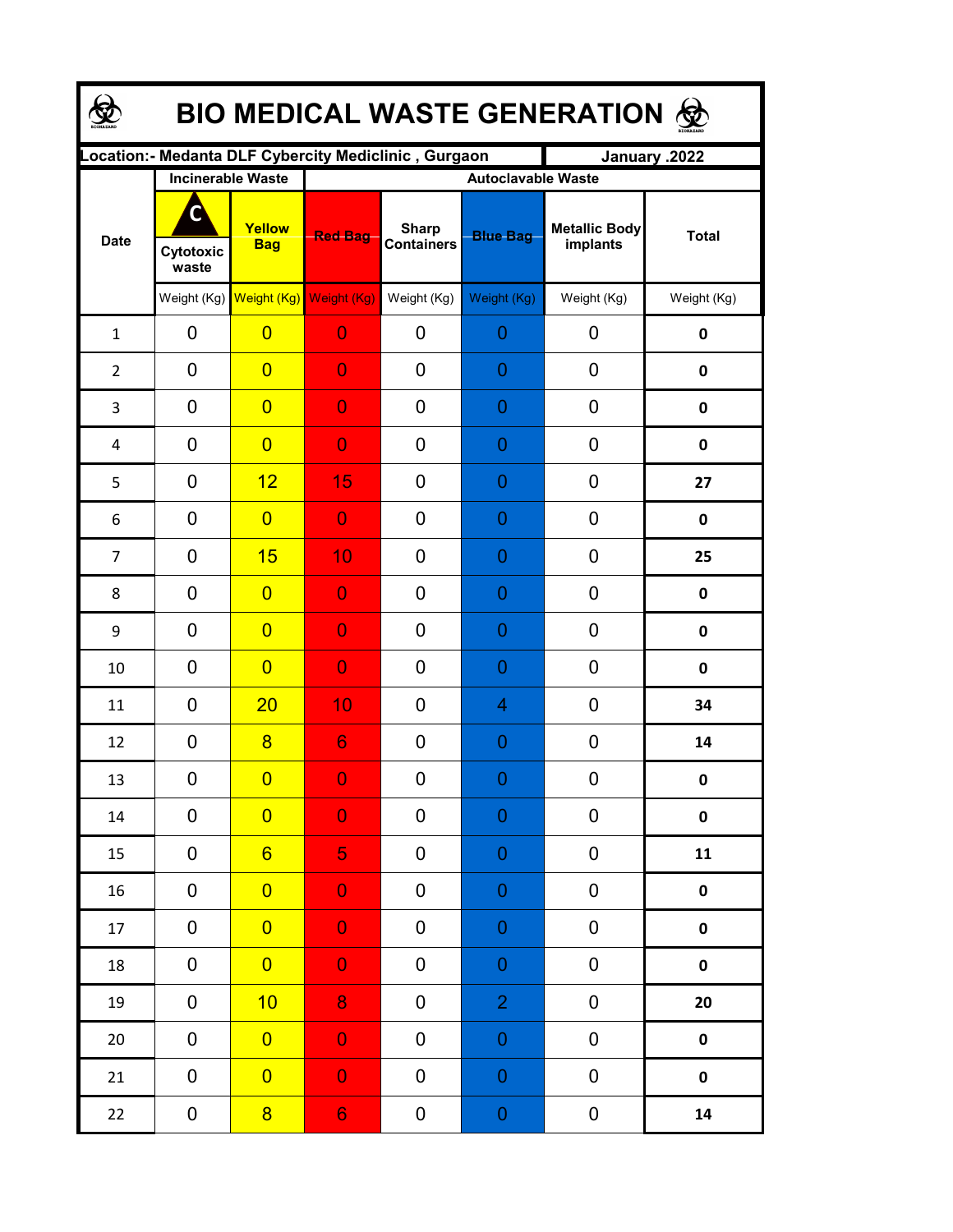# BIO MEDICAL WASTE GENERATION

| Location:- Medanta DLF Cybercity Mediclinic , Gurgaon | | | | | | | January .2022 |
|---|---|---|---|---|---|---|---|
| Date | Incinerable Waste | | Autoclavable Waste | | | | |
| | Cytotoxic waste | Yellow Bag | Red Bag | Sharp Containers | Blue Bag | Metallic Body implants | Total |
| | Weight (Kg) | Weight (Kg) | Weight (Kg) | Weight (Kg) | Weight (Kg) | Weight (Kg) | Weight (Kg) |
| 1 | 0 | 0 | 0 | 0 | 0 | 0 | **0** |
| 2 | 0 | 0 | 0 | 0 | 0 | 0 | **0** |
| 3 | 0 | 0 | 0 | 0 | 0 | 0 | **0** |
| 4 | 0 | 0 | 0 | 0 | 0 | 0 | **0** |
| 5 | 0 | 12 | 15 | 0 | 0 | 0 | **27** |
| 6 | 0 | 0 | 0 | 0 | 0 | 0 | **0** |
| 7 | 0 | 15 | 10 | 0 | 0 | 0 | **25** |
| 8 | 0 | 0 | 0 | 0 | 0 | 0 | **0** |
| 9 | 0 | 0 | 0 | 0 | 0 | 0 | **0** |
| 10 | 0 | 0 | 0 | 0 | 0 | 0 | **0** |
| 11 | 0 | 20 | 10 | 0 | 4 | 0 | **34** |
| 12 | 0 | 8 | 6 | 0 | 0 | 0 | **14** |
| 13 | 0 | 0 | 0 | 0 | 0 | 0 | **0** |
| 14 | 0 | 0 | 0 | 0 | 0 | 0 | **0** |
| 15 | 0 | 6 | 5 | 0 | 0 | 0 | **11** |
| 16 | 0 | 0 | 0 | 0 | 0 | 0 | **0** |
| 17 | 0 | 0 | 0 | 0 | 0 | 0 | **0** |
| 18 | 0 | 0 | 0 | 0 | 0 | 0 | **0** |
| 19 | 0 | 10 | 8 | 0 | 2 | 0 | **20** |
| 20 | 0 | 0 | 0 | 0 | 0 | 0 | **0** |
| 21 | 0 | 0 | 0 | 0 | 0 | 0 | **0** |
| 22 | 0 | 8 | 6 | 0 | 0 | 0 | **14** |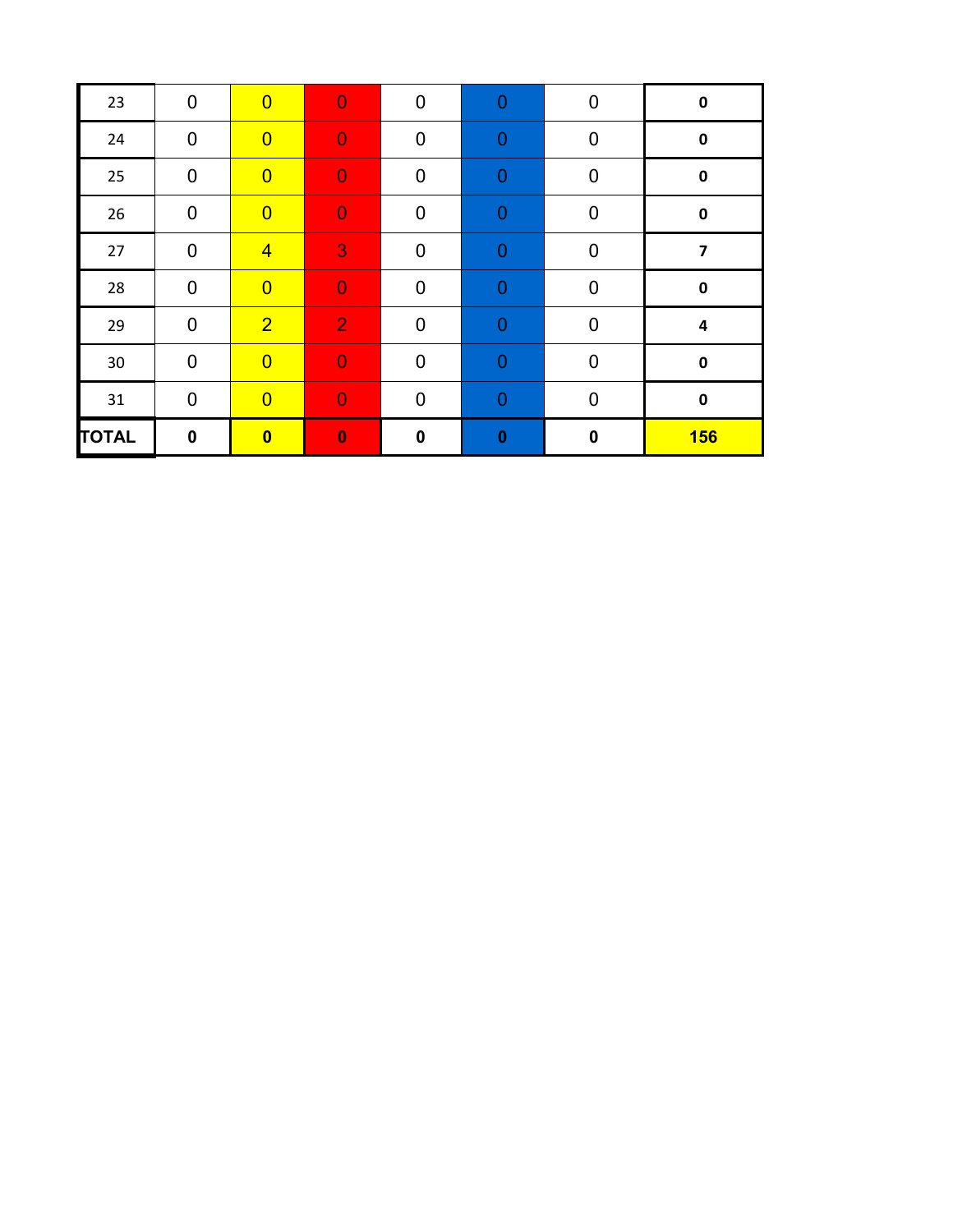| | | | | | | | |
|---|---|---|---|---|---|---|---|
| 23 | 0 | 0 | 0 | 0 | 0 | 0 | **0** |
| 24 | 0 | 0 | 0 | 0 | 0 | 0 | **0** |
| 25 | 0 | 0 | 0 | 0 | 0 | 0 | **0** |
| 26 | 0 | 0 | 0 | 0 | 0 | 0 | **0** |
| 27 | 0 | 4 | 3 | 0 | 0 | 0 | **7** |
| 28 | 0 | 0 | 0 | 0 | 0 | 0 | **0** |
| 29 | 0 | 2 | 2 | 0 | 0 | 0 | **4** |
| 30 | 0 | 0 | 0 | 0 | 0 | 0 | **0** |
| 31 | 0 | 0 | 0 | 0 | 0 | 0 | **0** |
| **TOTAL** | **0** | **0** | **0** | **0** | **0** | **0** | **156** |